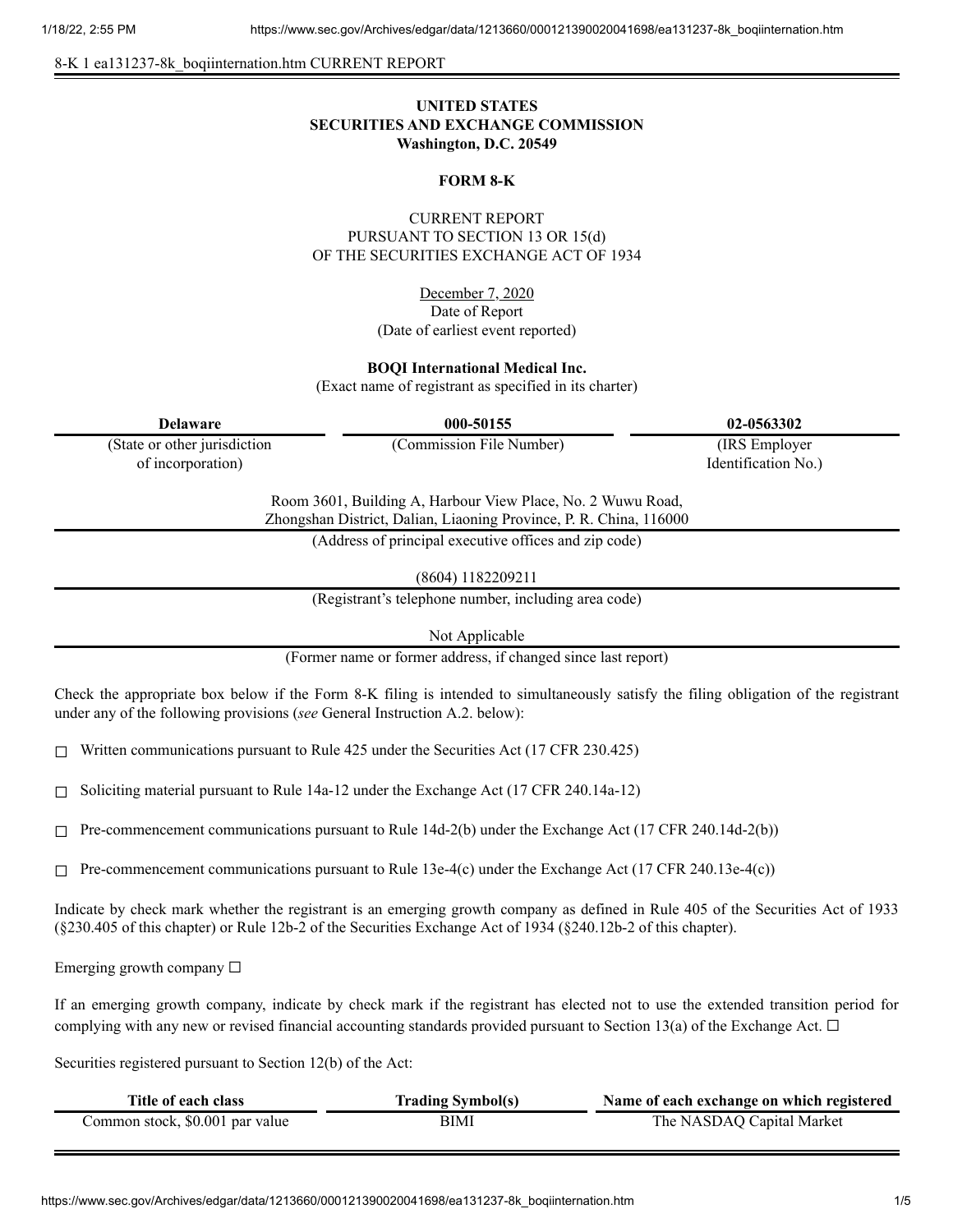8-K 1 ea131237-8k_boqiinternation.htm CURRENT REPORT

**UNITED STATES**
**SECURITIES AND EXCHANGE COMMISSION**
**Washington, D.C. 20549**

**FORM 8-K**

CURRENT REPORT
PURSUANT TO SECTION 13 OR 15(d)
OF THE SECURITIES EXCHANGE ACT OF 1934

December 7, 2020
Date of Report
(Date of earliest event reported)

**BOQI International Medical Inc.**
(Exact name of registrant as specified in its charter)

| **Delaware** | **000-50155** | **02-0563302** |
|---|---|---|
| (State or other jurisdiction of incorporation) | (Commission File Number) | (IRS Employer Identification No.) |

Room 3601, Building A, Harbour View Place, No. 2 Wuwu Road,
Zhongshan District, Dalian, Liaoning Province, P. R. China, 116000
(Address of principal executive offices and zip code)

(8604) 1182209211
(Registrant's telephone number, including area code)

Not Applicable
(Former name or former address, if changed since last report)

Check the appropriate box below if the Form 8-K filing is intended to simultaneously satisfy the filing obligation of the registrant under any of the following provisions (*see* General Instruction A.2. below):

☐ Written communications pursuant to Rule 425 under the Securities Act (17 CFR 230.425)

☐ Soliciting material pursuant to Rule 14a-12 under the Exchange Act (17 CFR 240.14a-12)

☐ Pre-commencement communications pursuant to Rule 14d-2(b) under the Exchange Act (17 CFR 240.14d-2(b))

☐ Pre-commencement communications pursuant to Rule 13e-4(c) under the Exchange Act (17 CFR 240.13e-4(c))

Indicate by check mark whether the registrant is an emerging growth company as defined in Rule 405 of the Securities Act of 1933 (§230.405 of this chapter) or Rule 12b-2 of the Securities Exchange Act of 1934 (§240.12b-2 of this chapter).

Emerging growth company ☐

If an emerging growth company, indicate by check mark if the registrant has elected not to use the extended transition period for complying with any new or revised financial accounting standards provided pursuant to Section 13(a) of the Exchange Act. ☐

Securities registered pursuant to Section 12(b) of the Act:

| Title of each class | Trading Symbol(s) | Name of each exchange on which registered |
|---|---|---|
| Common stock, $0.001 par value | BIMI | The NASDAQ Capital Market |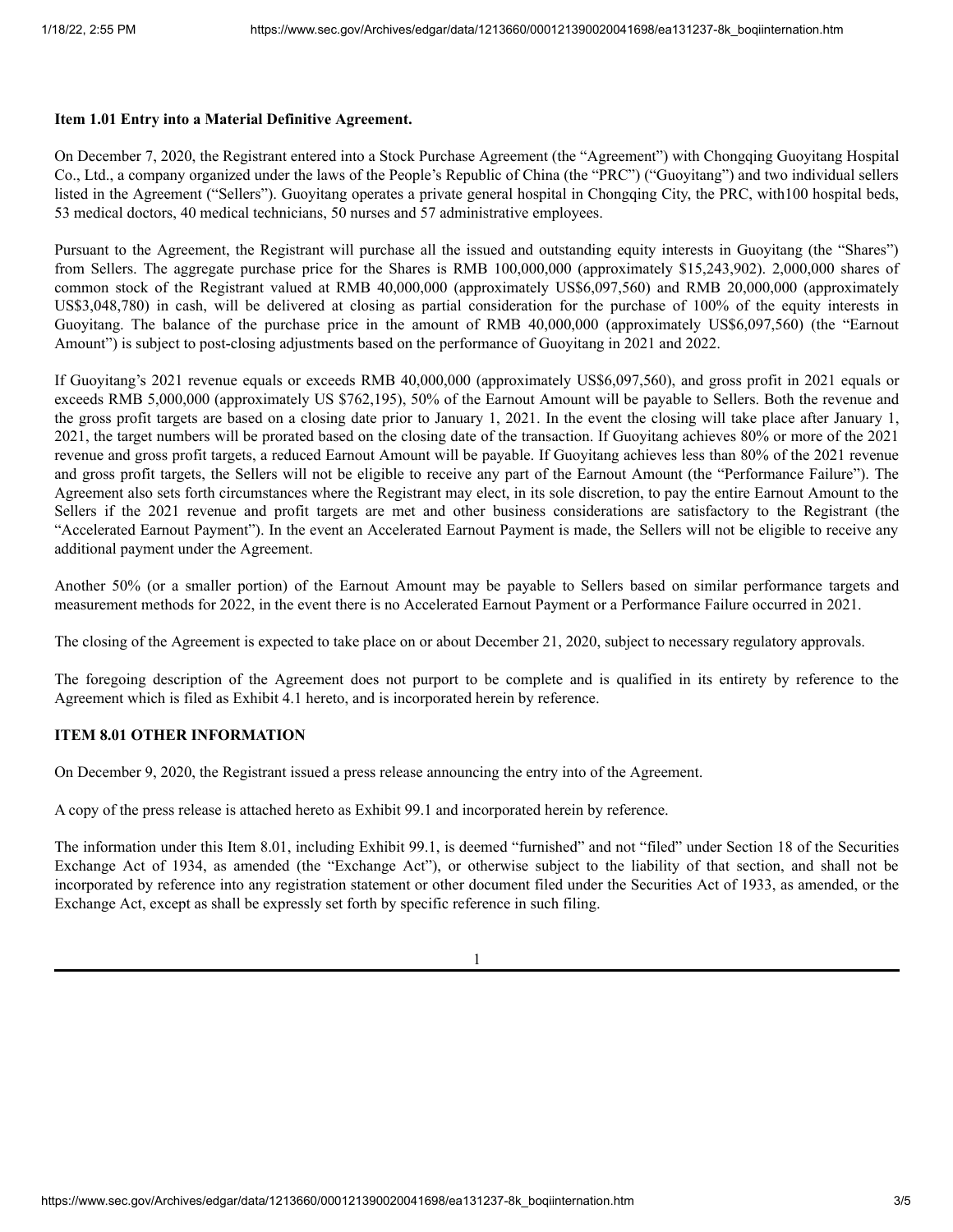**Item 1.01 Entry into a Material Definitive Agreement.**

On December 7, 2020, the Registrant entered into a Stock Purchase Agreement (the "Agreement") with Chongqing Guoyitang Hospital Co., Ltd., a company organized under the laws of the People's Republic of China (the "PRC") ("Guoyitang") and two individual sellers listed in the Agreement ("Sellers"). Guoyitang operates a private general hospital in Chongqing City, the PRC, with100 hospital beds, 53 medical doctors, 40 medical technicians, 50 nurses and 57 administrative employees.

Pursuant to the Agreement, the Registrant will purchase all the issued and outstanding equity interests in Guoyitang (the "Shares") from Sellers. The aggregate purchase price for the Shares is RMB 100,000,000 (approximately $15,243,902). 2,000,000 shares of common stock of the Registrant valued at RMB 40,000,000 (approximately US$6,097,560) and RMB 20,000,000 (approximately US$3,048,780) in cash, will be delivered at closing as partial consideration for the purchase of 100% of the equity interests in Guoyitang. The balance of the purchase price in the amount of RMB 40,000,000 (approximately US$6,097,560) (the "Earnout Amount") is subject to post-closing adjustments based on the performance of Guoyitang in 2021 and 2022.

If Guoyitang's 2021 revenue equals or exceeds RMB 40,000,000 (approximately US$6,097,560), and gross profit in 2021 equals or exceeds RMB 5,000,000 (approximately US $762,195), 50% of the Earnout Amount will be payable to Sellers. Both the revenue and the gross profit targets are based on a closing date prior to January 1, 2021. In the event the closing will take place after January 1, 2021, the target numbers will be prorated based on the closing date of the transaction. If Guoyitang achieves 80% or more of the 2021 revenue and gross profit targets, a reduced Earnout Amount will be payable. If Guoyitang achieves less than 80% of the 2021 revenue and gross profit targets, the Sellers will not be eligible to receive any part of the Earnout Amount (the "Performance Failure"). The Agreement also sets forth circumstances where the Registrant may elect, in its sole discretion, to pay the entire Earnout Amount to the Sellers if the 2021 revenue and profit targets are met and other business considerations are satisfactory to the Registrant (the "Accelerated Earnout Payment"). In the event an Accelerated Earnout Payment is made, the Sellers will not be eligible to receive any additional payment under the Agreement.

Another 50% (or a smaller portion) of the Earnout Amount may be payable to Sellers based on similar performance targets and measurement methods for 2022, in the event there is no Accelerated Earnout Payment or a Performance Failure occurred in 2021.

The closing of the Agreement is expected to take place on or about December 21, 2020, subject to necessary regulatory approvals.

The foregoing description of the Agreement does not purport to be complete and is qualified in its entirety by reference to the Agreement which is filed as Exhibit 4.1 hereto, and is incorporated herein by reference.

**ITEM 8.01 OTHER INFORMATION**

On December 9, 2020, the Registrant issued a press release announcing the entry into of the Agreement.

A copy of the press release is attached hereto as Exhibit 99.1 and incorporated herein by reference.

The information under this Item 8.01, including Exhibit 99.1, is deemed "furnished" and not "filed" under Section 18 of the Securities Exchange Act of 1934, as amended (the "Exchange Act"), or otherwise subject to the liability of that section, and shall not be incorporated by reference into any registration statement or other document filed under the Securities Act of 1933, as amended, or the Exchange Act, except as shall be expressly set forth by specific reference in such filing.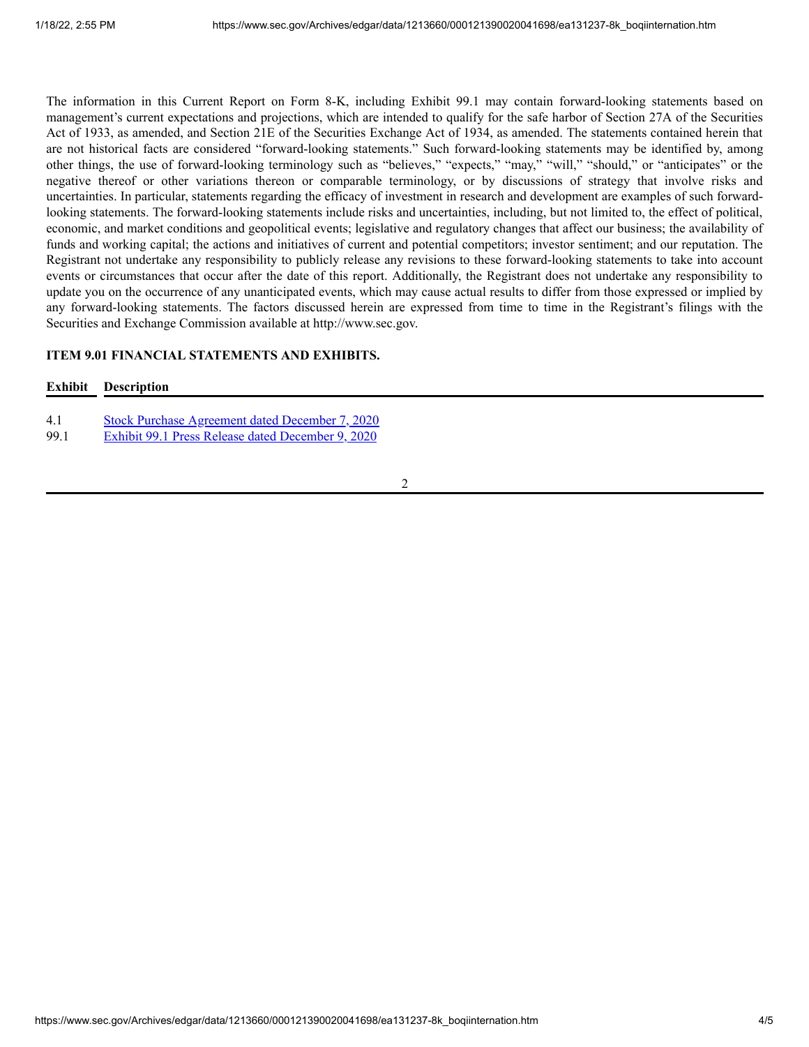The information in this Current Report on Form 8-K, including Exhibit 99.1 may contain forward-looking statements based on management's current expectations and projections, which are intended to qualify for the safe harbor of Section 27A of the Securities Act of 1933, as amended, and Section 21E of the Securities Exchange Act of 1934, as amended. The statements contained herein that are not historical facts are considered "forward-looking statements." Such forward-looking statements may be identified by, among other things, the use of forward-looking terminology such as "believes," "expects," "may," "will," "should," or "anticipates" or the negative thereof or other variations thereon or comparable terminology, or by discussions of strategy that involve risks and uncertainties. In particular, statements regarding the efficacy of investment in research and development are examples of such forward-looking statements. The forward-looking statements include risks and uncertainties, including, but not limited to, the effect of political, economic, and market conditions and geopolitical events; legislative and regulatory changes that affect our business; the availability of funds and working capital; the actions and initiatives of current and potential competitors; investor sentiment; and our reputation. The Registrant not undertake any responsibility to publicly release any revisions to these forward-looking statements to take into account events or circumstances that occur after the date of this report. Additionally, the Registrant does not undertake any responsibility to update you on the occurrence of any unanticipated events, which may cause actual results to differ from those expressed or implied by any forward-looking statements. The factors discussed herein are expressed from time to time in the Registrant's filings with the Securities and Exchange Commission available at http://www.sec.gov.

**ITEM 9.01 FINANCIAL STATEMENTS AND EXHIBITS.**

| Exhibit | Description |
|---|---|
| 4.1 | Stock Purchase Agreement dated December 7, 2020 |
| 99.1 | Exhibit 99.1 Press Release dated December 9, 2020 |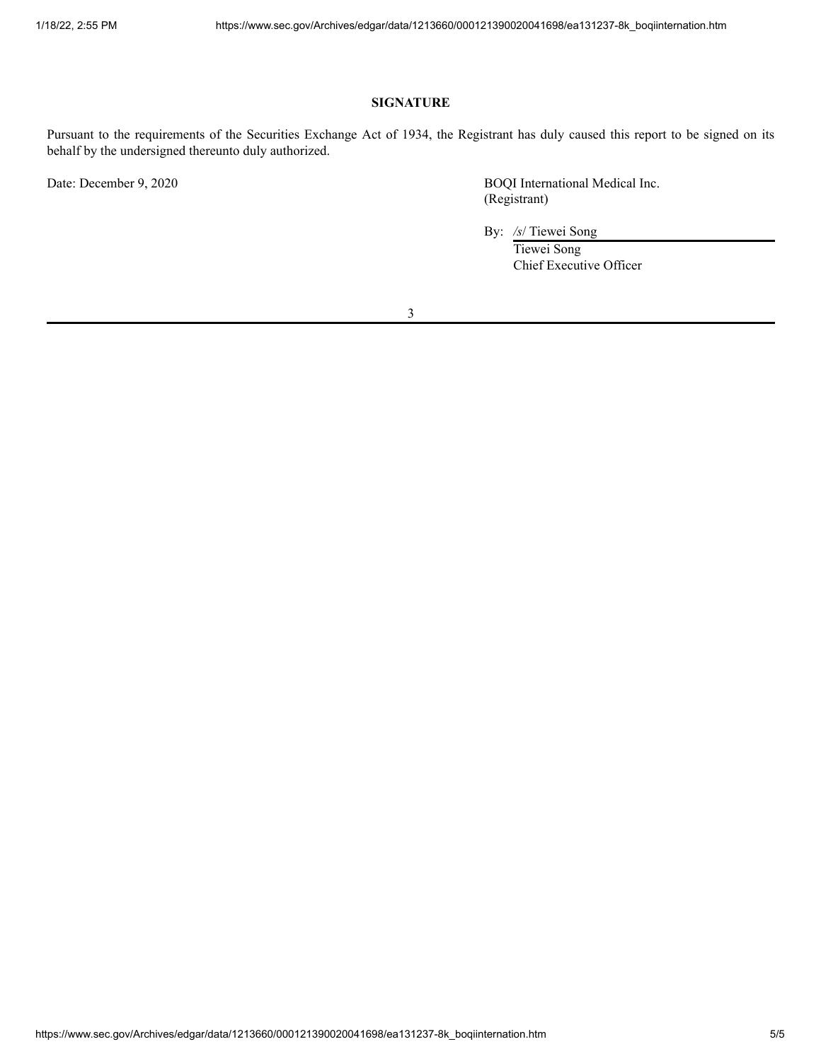**SIGNATURE**

Pursuant to the requirements of the Securities Exchange Act of 1934, the Registrant has duly caused this report to be signed on its behalf by the undersigned thereunto duly authorized.

Date: December 9, 2020

BOQI International Medical Inc.
(Registrant)

By: */s/* Tiewei Song
Tiewei Song
Chief Executive Officer